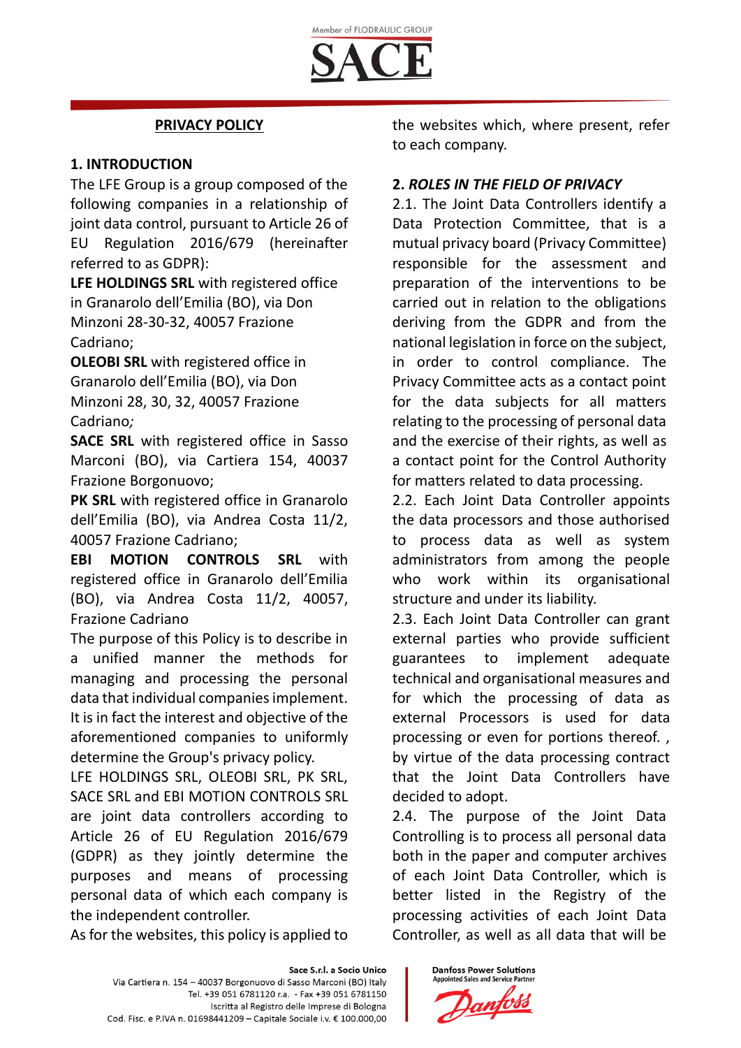**PRIVACY POLICY**

## 1. INTRODUCTION

The LFE Group is a group composed of the following companies in a relationship of joint data control, pursuant to Article 26 of EU Regulation 2016/679 (hereinafter referred to as GDPR):

**LFE HOLDINGS SRL** with registered office in Granarolo dell'Emilia (BO), via Don Minzoni 28-30-32, 40057 Frazione Cadriano;

**OLEOBI SRL** with registered office in Granarolo dell'Emilia (BO), via Don Minzoni 28, 30, 32, 40057 Frazione Cadriano*;*

**SACE SRL** with registered office in Sasso Marconi (BO), via Cartiera 154, 40037 Frazione Borgonuovo;

**PK SRL** with registered office in Granarolo dell'Emilia (BO), via Andrea Costa 11/2, 40057 Frazione Cadriano;

**EBI MOTION CONTROLS SRL** with registered office in Granarolo dell'Emilia (BO), via Andrea Costa 11/2, 40057, Frazione Cadriano

The purpose of this Policy is to describe in a unified manner the methods for managing and processing the personal data that individual companies implement. It is in fact the interest and objective of the aforementioned companies to uniformly determine the Group's privacy policy.

LFE HOLDINGS SRL, OLEOBI SRL, PK SRL, SACE SRL and EBI MOTION CONTROLS SRL are joint data controllers according to Article 26 of EU Regulation 2016/679 (GDPR) as they jointly determine the purposes and means of processing personal data of which each company is the independent controller.

As for the websites, this policy is applied to the websites which, where present, refer to each company.

## 2. *ROLES IN THE FIELD OF PRIVACY*

2.1. The Joint Data Controllers identify a Data Protection Committee, that is a mutual privacy board (Privacy Committee) responsible for the assessment and preparation of the interventions to be carried out in relation to the obligations deriving from the GDPR and from the national legislation in force on the subject, in order to control compliance. The Privacy Committee acts as a contact point for the data subjects for all matters relating to the processing of personal data and the exercise of their rights, as well as a contact point for the Control Authority for matters related to data processing.

2.2. Each Joint Data Controller appoints the data processors and those authorised to process data as well as system administrators from among the people who work within its organisational structure and under its liability.

2.3. Each Joint Data Controller can grant external parties who provide sufficient guarantees to implement adequate technical and organisational measures and for which the processing of data as external Processors is used for data processing or even for portions thereof. , by virtue of the data processing contract that the Joint Data Controllers have decided to adopt.

2.4. The purpose of the Joint Data Controlling is to process all personal data both in the paper and computer archives of each Joint Data Controller, which is better listed in the Registry of the processing activities of each Joint Data Controller, as well as all data that will be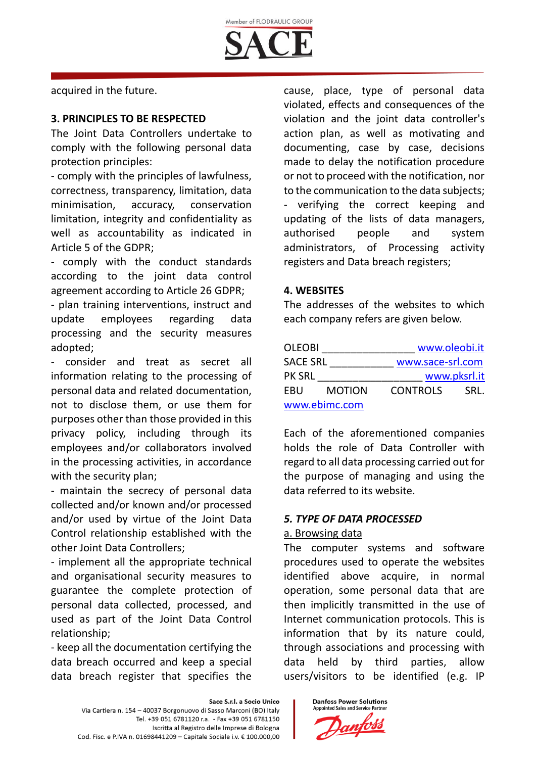acquired in the future.

**3. PRINCIPLES TO BE RESPECTED**

The Joint Data Controllers undertake to comply with the following personal data protection principles:

- comply with the principles of lawfulness, correctness, transparency, limitation, data minimisation, accuracy, conservation limitation, integrity and confidentiality as well as accountability as indicated in Article 5 of the GDPR;
- comply with the conduct standards according to the joint data control agreement according to Article 26 GDPR;
- plan training interventions, instruct and update employees regarding data processing and the security measures adopted;
- consider and treat as secret all information relating to the processing of personal data and related documentation, not to disclose them, or use them for purposes other than those provided in this privacy policy, including through its employees and/or collaborators involved in the processing activities, in accordance with the security plan;
- maintain the secrecy of personal data collected and/or known and/or processed and/or used by virtue of the Joint Data Control relationship established with the other Joint Data Controllers;
- implement all the appropriate technical and organisational security measures to guarantee the complete protection of personal data collected, processed, and used as part of the Joint Data Control relationship;
- keep all the documentation certifying the data breach occurred and keep a special data breach register that specifies the cause, place, type of personal data violated, effects and consequences of the violation and the joint data controller's action plan, as well as motivating and documenting, case by case, decisions made to delay the notification procedure or not to proceed with the notification, nor to the communication to the data subjects;
- verifying the correct keeping and updating of the lists of data managers, authorised people and system administrators, of Processing activity registers and Data breach registers;

**4. WEBSITES**

The addresses of the websites to which each company refers are given below.

OLEOBI _______________ www.oleobi.it
SACE SRL ___________ www.sace-srl.com
PK SRL _________________ www.pksrl.it
EBU MOTION CONTROLS SRL. www.ebimc.com

Each of the aforementioned companies holds the role of Data Controller with regard to all data processing carried out for the purpose of managing and using the data referred to its website.

***5. TYPE OF DATA PROCESSED***

a. Browsing data

The computer systems and software procedures used to operate the websites identified above acquire, in normal operation, some personal data that are then implicitly transmitted in the use of Internet communication protocols. This is information that by its nature could, through associations and processing with data held by third parties, allow users/visitors to be identified (e.g. IP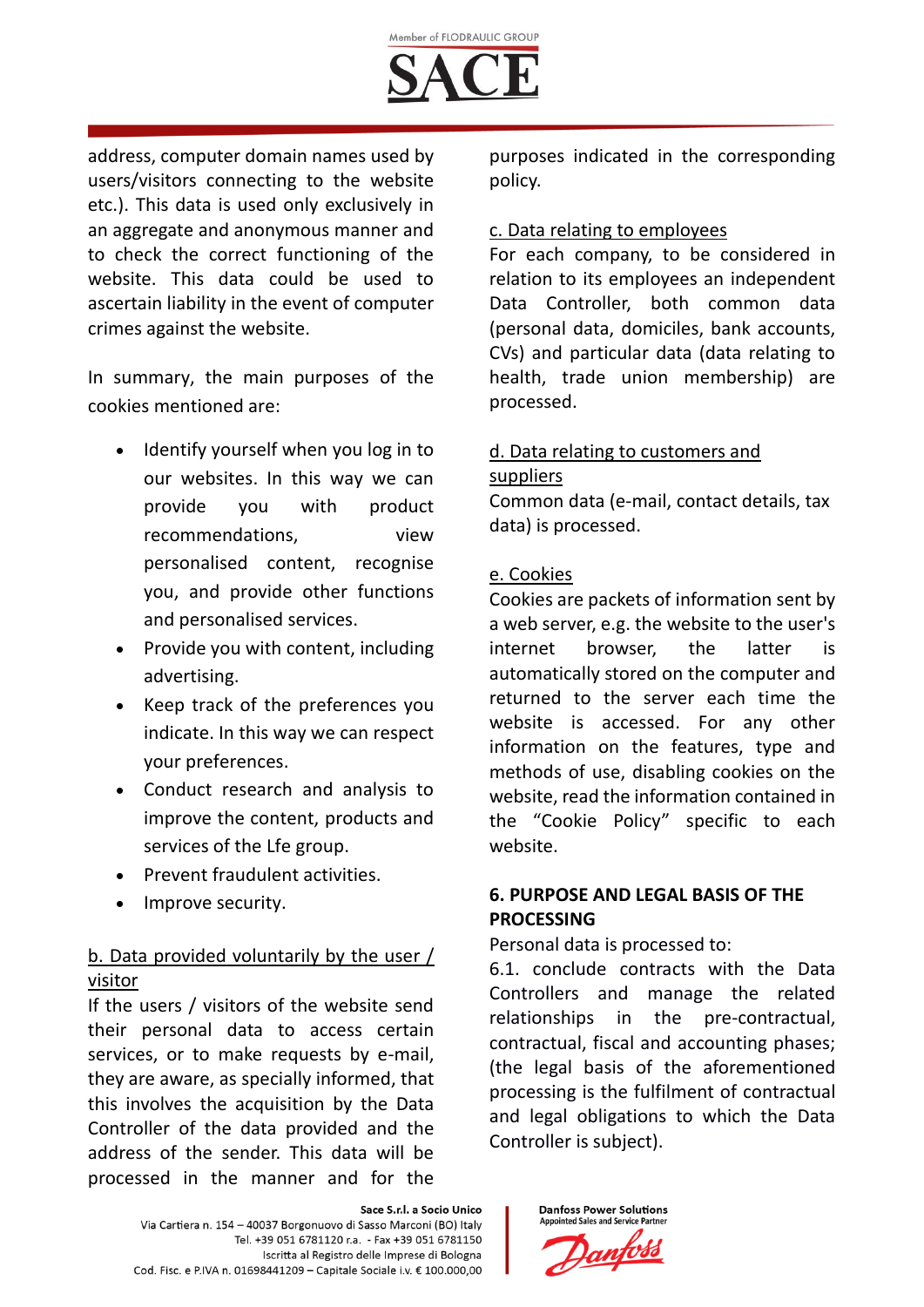address, computer domain names used by users/visitors connecting to the website etc.). This data is used only exclusively in an aggregate and anonymous manner and to check the correct functioning of the website. This data could be used to ascertain liability in the event of computer crimes against the website.

In summary, the main purposes of the cookies mentioned are:

- Identify yourself when you log in to our websites. In this way we can provide you with product recommendations, view personalised content, recognise you, and provide other functions and personalised services.
- Provide you with content, including advertising.
- Keep track of the preferences you indicate. In this way we can respect your preferences.
- Conduct research and analysis to improve the content, products and services of the Lfe group.
- Prevent fraudulent activities.
- Improve security.

b. Data provided voluntarily by the user / visitor

If the users / visitors of the website send their personal data to access certain services, or to make requests by e-mail, they are aware, as specially informed, that this involves the acquisition by the Data Controller of the data provided and the address of the sender. This data will be processed in the manner and for the purposes indicated in the corresponding policy.

c. Data relating to employees

For each company, to be considered in relation to its employees an independent Data Controller, both common data (personal data, domiciles, bank accounts, CVs) and particular data (data relating to health, trade union membership) are processed.

d. Data relating to customers and suppliers

Common data (e-mail, contact details, tax data) is processed.

e. Cookies

Cookies are packets of information sent by a web server, e.g. the website to the user's internet browser, the latter is automatically stored on the computer and returned to the server each time the website is accessed. For any other information on the features, type and methods of use, disabling cookies on the website, read the information contained in the "Cookie Policy" specific to each website.

**6. PURPOSE AND LEGAL BASIS OF THE PROCESSING**

Personal data is processed to:

6.1. conclude contracts with the Data Controllers and manage the related relationships in the pre-contractual, contractual, fiscal and accounting phases; (the legal basis of the aforementioned processing is the fulfilment of contractual and legal obligations to which the Data Controller is subject).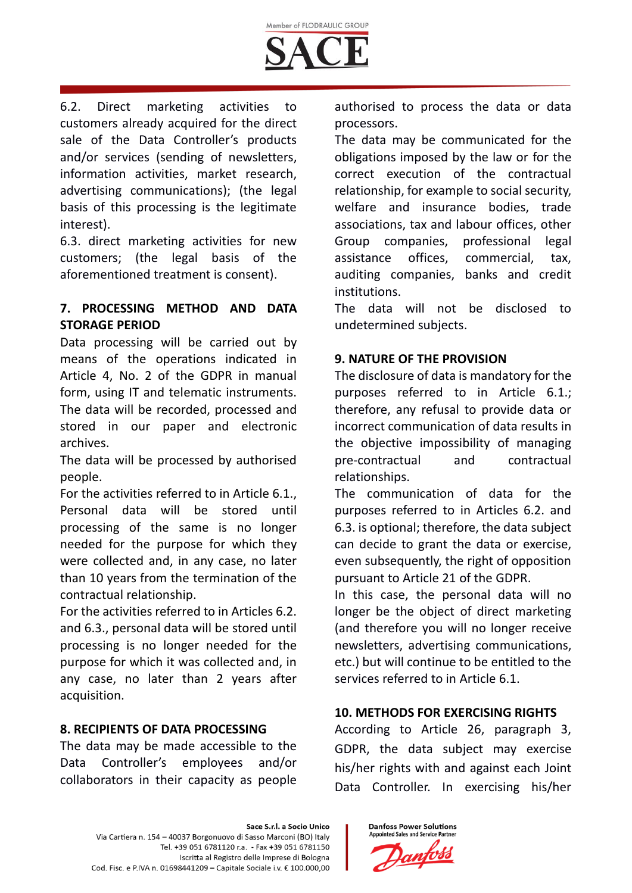6.2. Direct marketing activities to customers already acquired for the direct sale of the Data Controller's products and/or services (sending of newsletters, information activities, market research, advertising communications); (the legal basis of this processing is the legitimate interest).

6.3. direct marketing activities for new customers; (the legal basis of the aforementioned treatment is consent).

## 7. PROCESSING METHOD AND DATA STORAGE PERIOD

Data processing will be carried out by means of the operations indicated in Article 4, No. 2 of the GDPR in manual form, using IT and telematic instruments. The data will be recorded, processed and stored in our paper and electronic archives.

The data will be processed by authorised people.

For the activities referred to in Article 6.1., Personal data will be stored until processing of the same is no longer needed for the purpose for which they were collected and, in any case, no later than 10 years from the termination of the contractual relationship.

For the activities referred to in Articles 6.2. and 6.3., personal data will be stored until processing is no longer needed for the purpose for which it was collected and, in any case, no later than 2 years after acquisition.

## 8. RECIPIENTS OF DATA PROCESSING

The data may be made accessible to the Data Controller's employees and/or collaborators in their capacity as people authorised to process the data or data processors.

The data may be communicated for the obligations imposed by the law or for the correct execution of the contractual relationship, for example to social security, welfare and insurance bodies, trade associations, tax and labour offices, other Group companies, professional legal assistance offices, commercial, tax, auditing companies, banks and credit institutions.

The data will not be disclosed to undetermined subjects.

## 9. NATURE OF THE PROVISION

The disclosure of data is mandatory for the purposes referred to in Article 6.1.; therefore, any refusal to provide data or incorrect communication of data results in the objective impossibility of managing pre-contractual and contractual relationships.

The communication of data for the purposes referred to in Articles 6.2. and 6.3. is optional; therefore, the data subject can decide to grant the data or exercise, even subsequently, the right of opposition pursuant to Article 21 of the GDPR.

In this case, the personal data will no longer be the object of direct marketing (and therefore you will no longer receive newsletters, advertising communications, etc.) but will continue to be entitled to the services referred to in Article 6.1.

## 10. METHODS FOR EXERCISING RIGHTS

According to Article 26, paragraph 3, GDPR, the data subject may exercise his/her rights with and against each Joint Data Controller. In exercising his/her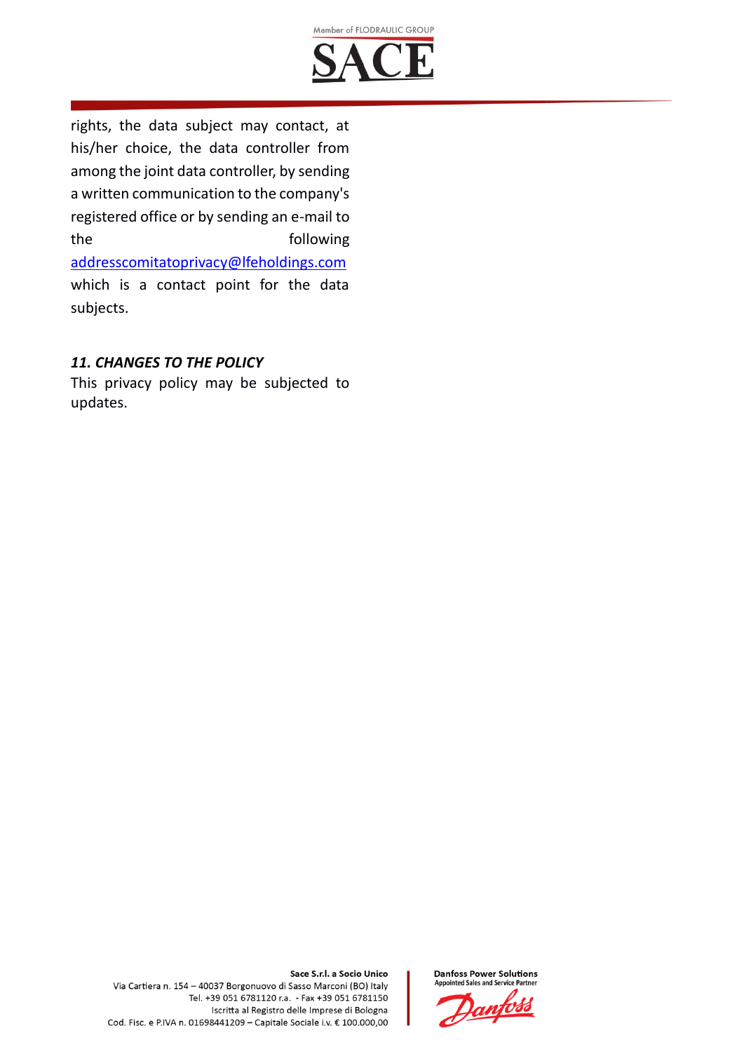rights, the data subject may contact, at his/her choice, the data controller from among the joint data controller, by sending a written communication to the company's registered office or by sending an e-mail to the following addresscomitatoprivacy@lfeholdings.com which is a contact point for the data subjects.

***11. CHANGES TO THE POLICY***

This privacy policy may be subjected to updates.